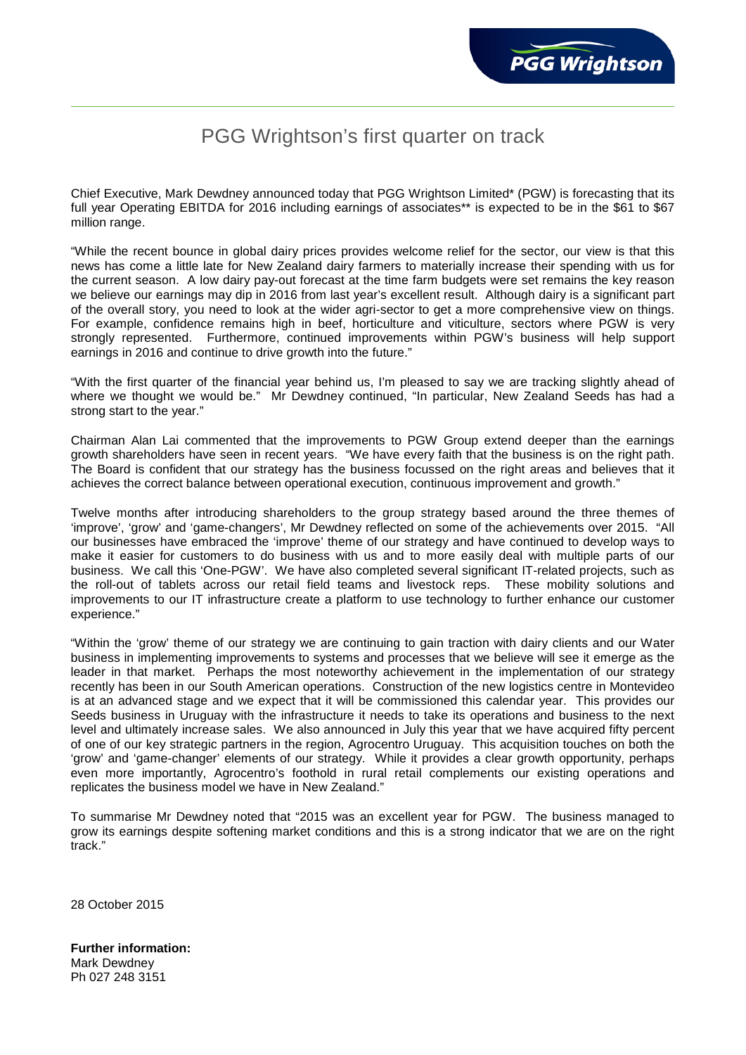# PGG Wrightson's first quarter on track

Chief Executive, Mark Dewdney announced today that PGG Wrightson Limited* (PGW) is forecasting that its full year Operating EBITDA for 2016 including earnings of associates** is expected to be in the $61 to $67 million range.

"While the recent bounce in global dairy prices provides welcome relief for the sector, our view is that this news has come a little late for New Zealand dairy farmers to materially increase their spending with us for the current season. A low dairy pay-out forecast at the time farm budgets were set remains the key reason we believe our earnings may dip in 2016 from last year's excellent result. Although dairy is a significant part of the overall story, you need to look at the wider agri-sector to get a more comprehensive view on things. For example, confidence remains high in beef, horticulture and viticulture, sectors where PGW is very strongly represented. Furthermore, continued improvements within PGW's business will help support earnings in 2016 and continue to drive growth into the future."

"With the first quarter of the financial year behind us, I'm pleased to say we are tracking slightly ahead of where we thought we would be." Mr Dewdney continued, "In particular, New Zealand Seeds has had a strong start to the year."

Chairman Alan Lai commented that the improvements to PGW Group extend deeper than the earnings growth shareholders have seen in recent years. "We have every faith that the business is on the right path. The Board is confident that our strategy has the business focussed on the right areas and believes that it achieves the correct balance between operational execution, continuous improvement and growth."

Twelve months after introducing shareholders to the group strategy based around the three themes of 'improve', 'grow' and 'game-changers', Mr Dewdney reflected on some of the achievements over 2015. "All our businesses have embraced the 'improve' theme of our strategy and have continued to develop ways to make it easier for customers to do business with us and to more easily deal with multiple parts of our business. We call this 'One-PGW'. We have also completed several significant IT-related projects, such as the roll-out of tablets across our retail field teams and livestock reps. These mobility solutions and improvements to our IT infrastructure create a platform to use technology to further enhance our customer experience."

"Within the 'grow' theme of our strategy we are continuing to gain traction with dairy clients and our Water business in implementing improvements to systems and processes that we believe will see it emerge as the leader in that market. Perhaps the most noteworthy achievement in the implementation of our strategy recently has been in our South American operations. Construction of the new logistics centre in Montevideo is at an advanced stage and we expect that it will be commissioned this calendar year. This provides our Seeds business in Uruguay with the infrastructure it needs to take its operations and business to the next level and ultimately increase sales. We also announced in July this year that we have acquired fifty percent of one of our key strategic partners in the region, Agrocentro Uruguay. This acquisition touches on both the 'grow' and 'game-changer' elements of our strategy. While it provides a clear growth opportunity, perhaps even more importantly, Agrocentro's foothold in rural retail complements our existing operations and replicates the business model we have in New Zealand."

To summarise Mr Dewdney noted that "2015 was an excellent year for PGW. The business managed to grow its earnings despite softening market conditions and this is a strong indicator that we are on the right track."

28 October 2015

**Further information:**
Mark Dewdney
Ph 027 248 3151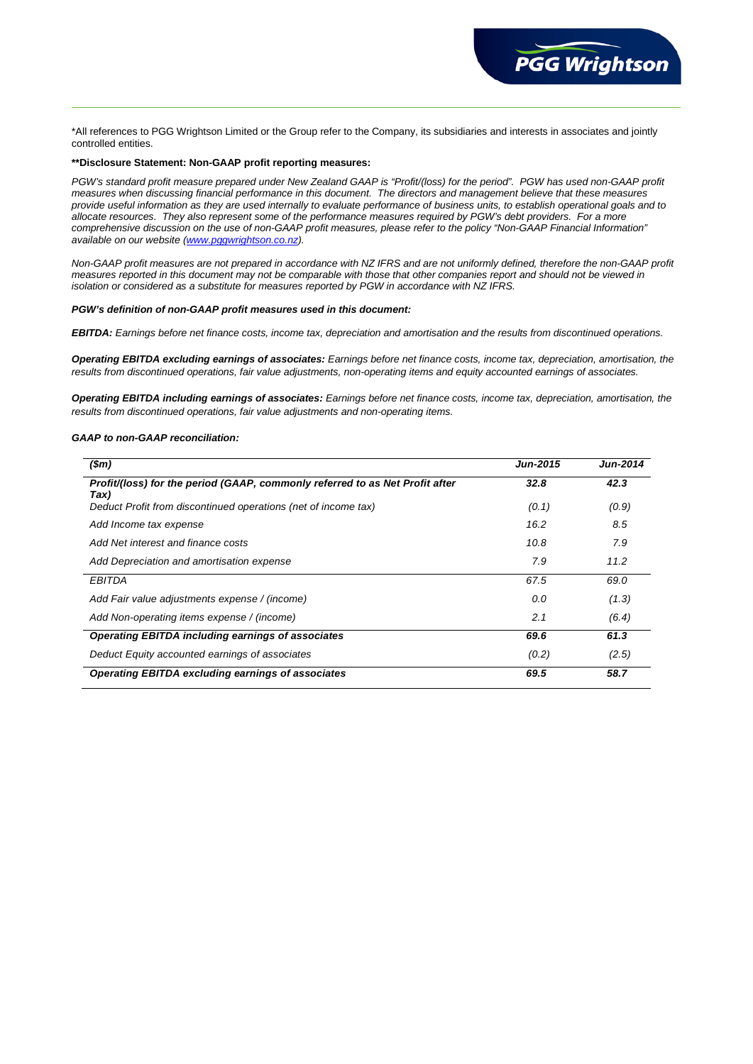*All references to PGG Wrightson Limited or the Group refer to the Company, its subsidiaries and interests in associates and jointly controlled entities.

**Disclosure Statement: Non-GAAP profit reporting measures:**

*PGW's standard profit measure prepared under New Zealand GAAP is "Profit/(loss) for the period". PGW has used non-GAAP profit measures when discussing financial performance in this document. The directors and management believe that these measures provide useful information as they are used internally to evaluate performance of business units, to establish operational goals and to allocate resources. They also represent some of the performance measures required by PGW's debt providers. For a more comprehensive discussion on the use of non-GAAP profit measures, please refer to the policy "Non-GAAP Financial Information" available on our website (www.pggwrightson.co.nz).*

*Non-GAAP profit measures are not prepared in accordance with NZ IFRS and are not uniformly defined, therefore the non-GAAP profit measures reported in this document may not be comparable with those that other companies report and should not be viewed in isolation or considered as a substitute for measures reported by PGW in accordance with NZ IFRS.*

***PGW's definition of non-GAAP profit measures used in this document:***

***EBITDA:*** *Earnings before net finance costs, income tax, depreciation and amortisation and the results from discontinued operations.*

***Operating EBITDA excluding earnings of associates:*** *Earnings before net finance costs, income tax, depreciation, amortisation, the results from discontinued operations, fair value adjustments, non-operating items and equity accounted earnings of associates.*

***Operating EBITDA including earnings of associates:*** *Earnings before net finance costs, income tax, depreciation, amortisation, the results from discontinued operations, fair value adjustments and non-operating items.*

***GAAP to non-GAAP reconciliation:***

| ***($m)*** | ***Jun-2015*** | ***Jun-2014*** |
|---|---|---|
| ***Profit/(loss) for the period (GAAP, commonly referred to as Net Profit after Tax)*** | ***32.8*** | ***42.3*** |
| *Deduct Profit from discontinued operations (net of income tax)* | *(0.1)* | *(0.9)* |
| *Add Income tax expense* | *16.2* | *8.5* |
| *Add Net interest and finance costs* | *10.8* | *7.9* |
| *Add Depreciation and amortisation expense* | *7.9* | *11.2* |
| *EBITDA* | *67.5* | *69.0* |
| *Add Fair value adjustments expense / (income)* | *0.0* | *(1.3)* |
| *Add Non-operating items expense / (income)* | *2.1* | *(6.4)* |
| ***Operating EBITDA including earnings of associates*** | ***69.6*** | ***61.3*** |
| *Deduct Equity accounted earnings of associates* | *(0.2)* | *(2.5)* |
| ***Operating EBITDA excluding earnings of associates*** | ***69.5*** | ***58.7*** |